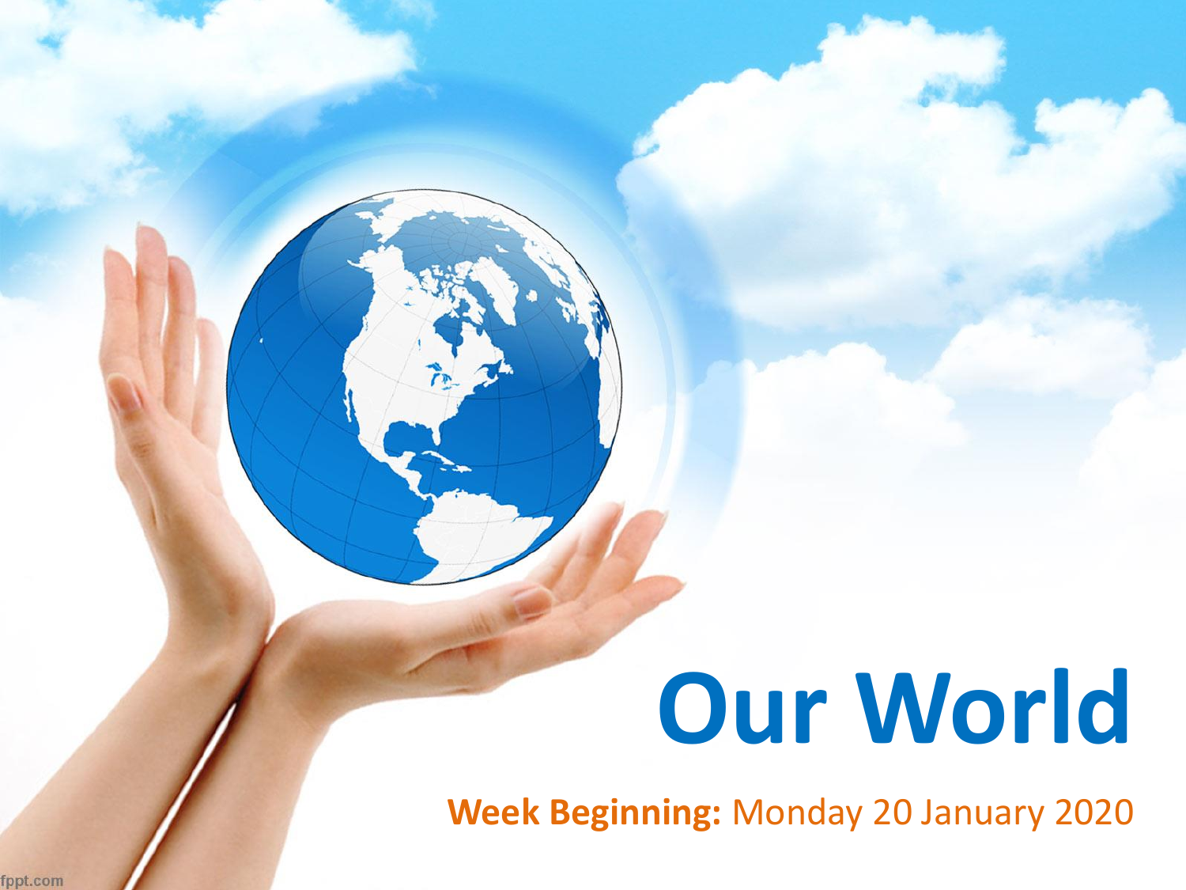# Our World

**Week Beginning:** Monday 20 January 2020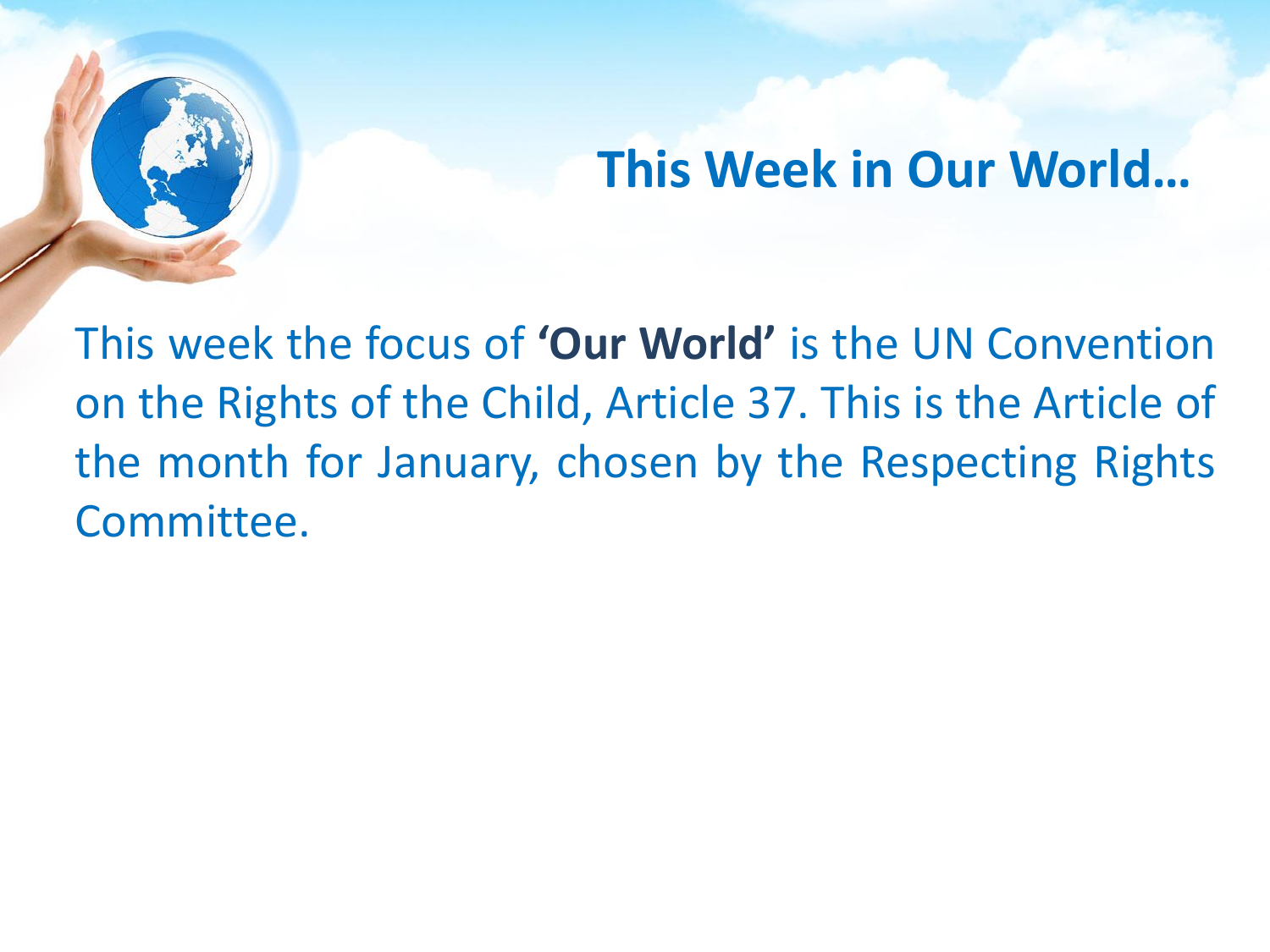## This Week in Our World…

This week the focus of **'Our World'** is the UN Convention on the Rights of the Child, Article 37. This is the Article of the month for January, chosen by the Respecting Rights Committee.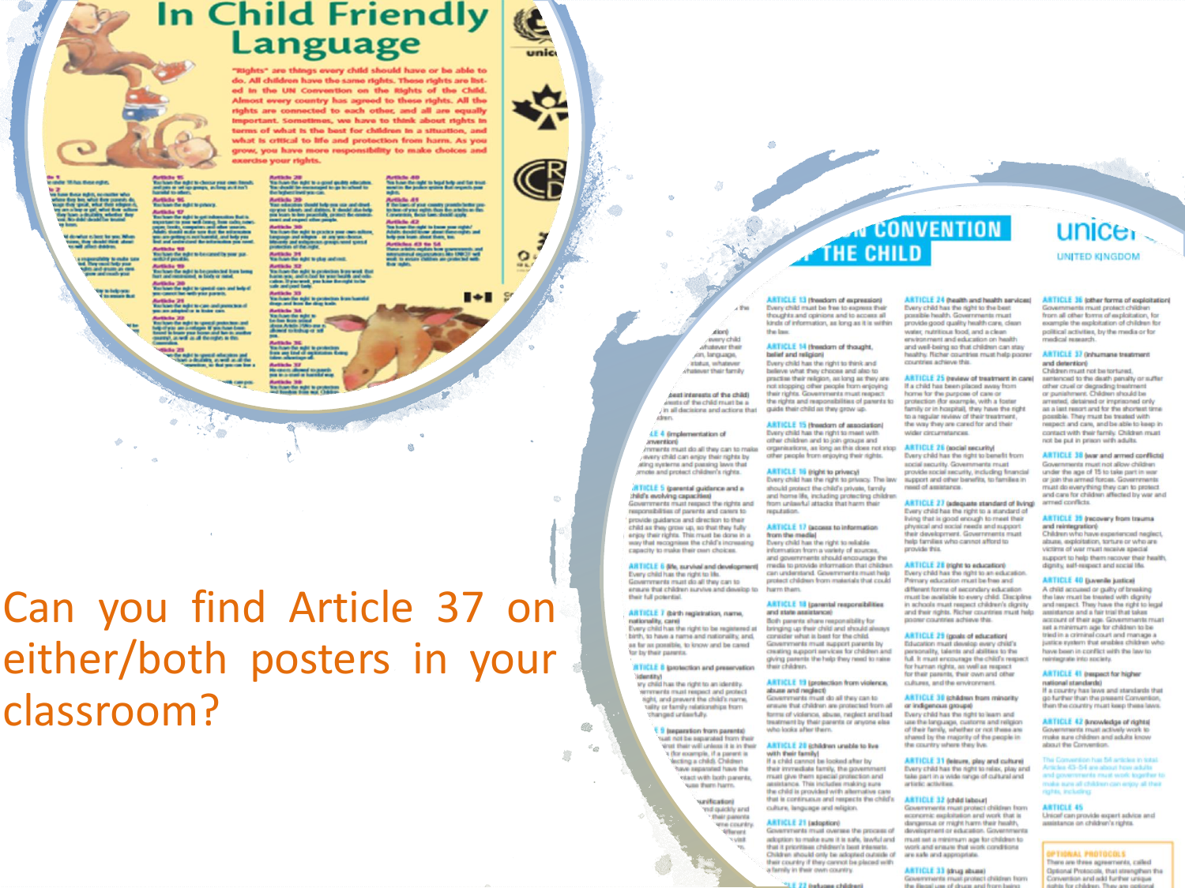Can you find Article 37 on either/both posters in your classroom?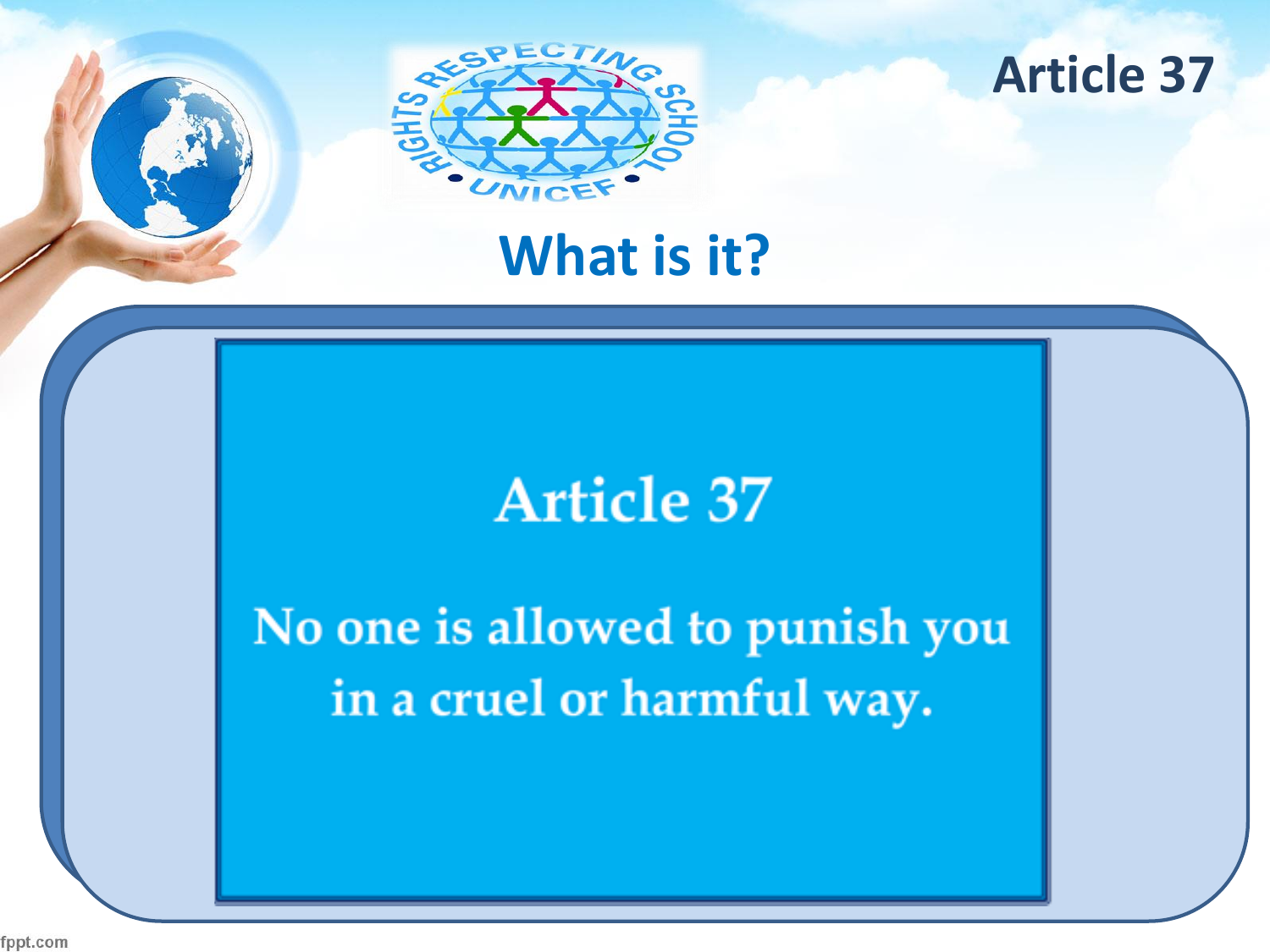# Article 37

## What is it?

### Article 37

No one is allowed to punish you in a cruel or harmful way.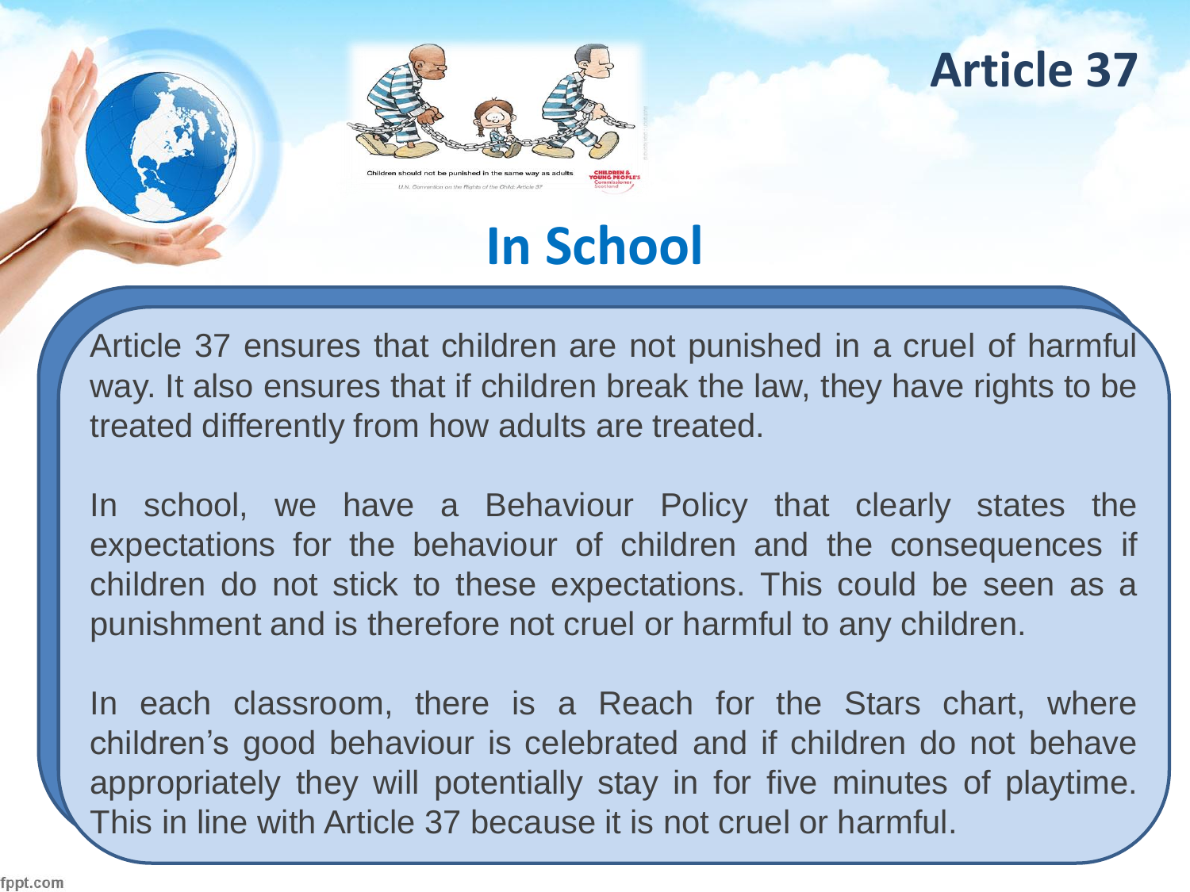# Article 37

## In School

Article 37 ensures that children are not punished in a cruel of harmful way. It also ensures that if children break the law, they have rights to be treated differently from how adults are treated.

In school, we have a Behaviour Policy that clearly states the expectations for the behaviour of children and the consequences if children do not stick to these expectations. This could be seen as a punishment and is therefore not cruel or harmful to any children.

In each classroom, there is a Reach for the Stars chart, where children's good behaviour is celebrated and if children do not behave appropriately they will potentially stay in for five minutes of playtime. This in line with Article 37 because it is not cruel or harmful.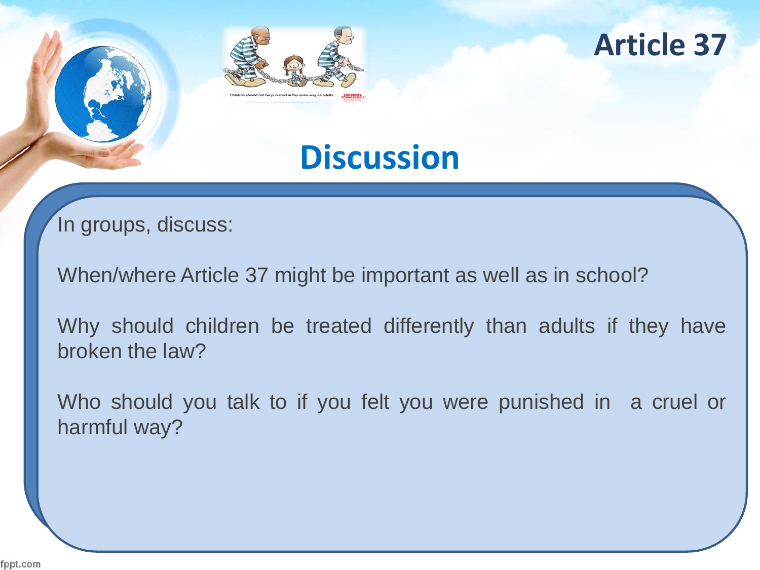# Article 37

## Discussion

In groups, discuss:

When/where Article 37 might be important as well as in school?

Why should children be treated differently than adults if they have broken the law?

Who should you talk to if you felt you were punished in a cruel or harmful way?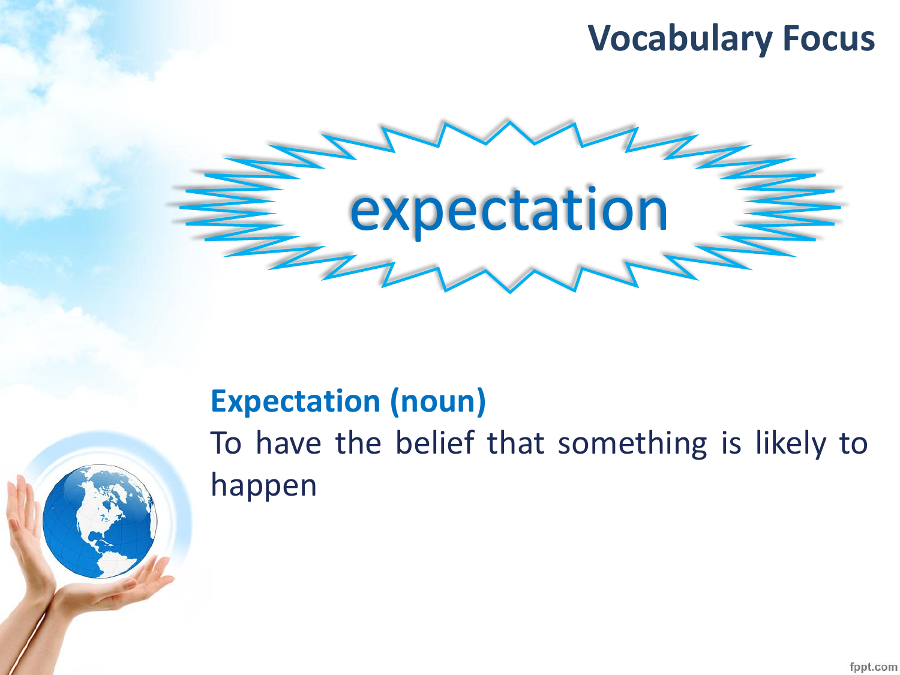# Vocabulary Focus

## expectation

**Expectation (noun)**

To have the belief that something is likely to happen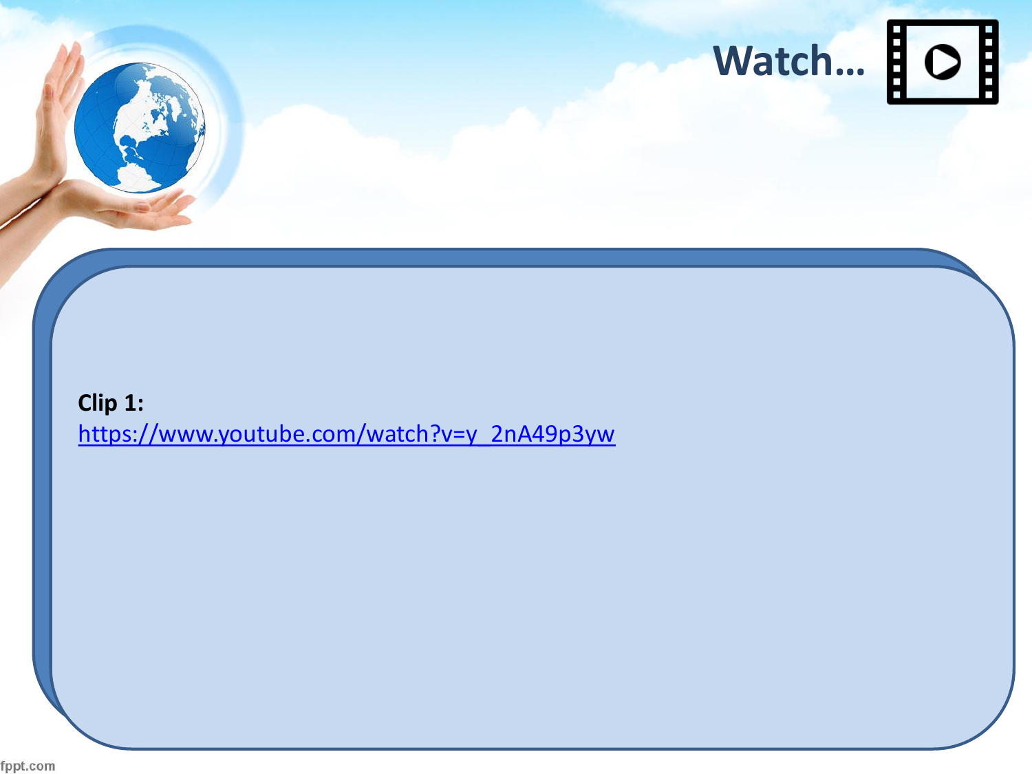# Watch…

**Clip 1:**
https://www.youtube.com/watch?v=y_2nA49p3yw